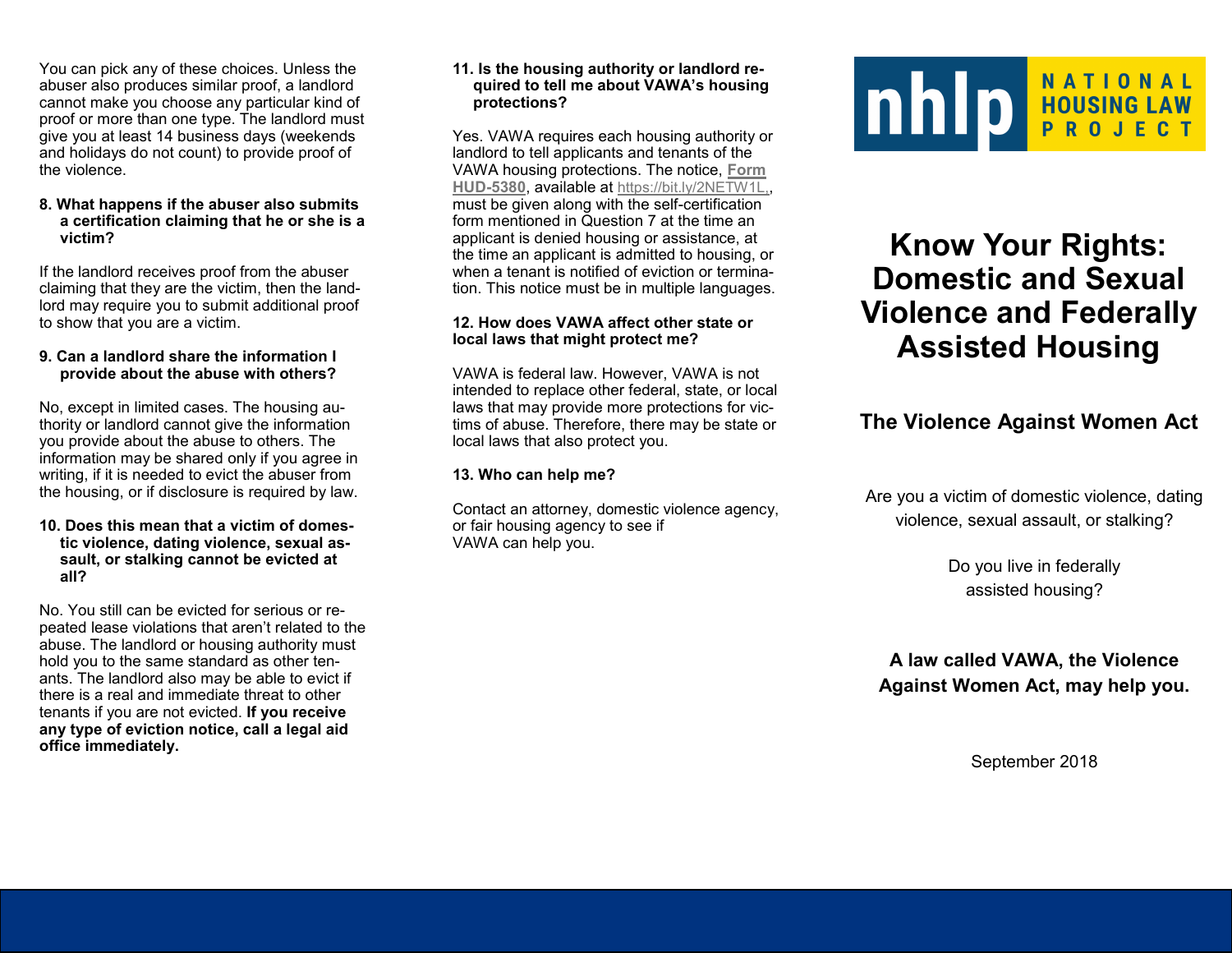You can pick any of these choices. Unless the abuser also produces similar proof, a landlord cannot make you choose any particular kind of proof or more than one type. The landlord must give you at least 14 business days (weekends and holidays do not count) to provide proof of the violence.

**8. What happens if the abuser also submits a certification claiming that he or she is a victim?**

If the landlord receives proof from the abuser claiming that they are the victim, then the landlord may require you to submit additional proof to show that you are a victim.

**9. Can a landlord share the information I provide about the abuse with others?**

No, except in limited cases. The housing authority or landlord cannot give the information you provide about the abuse to others. The information may be shared only if you agree in writing, if it is needed to evict the abuser from the housing, or if disclosure is required by law.

**10. Does this mean that a victim of domestic violence, dating violence, sexual assault, or stalking cannot be evicted at all?**

No. You still can be evicted for serious or repeated lease violations that aren't related to the abuse. The landlord or housing authority must hold you to the same standard as other tenants. The landlord also may be able to evict if there is a real and immediate threat to other tenants if you are not evicted. **If you receive any type of eviction notice, call a legal aid office immediately.**

**11. Is the housing authority or landlord required to tell me about VAWA's housing protections?**

Yes. VAWA requires each housing authority or landlord to tell applicants and tenants of the VAWA housing protections. The notice, **Form HUD-5380**, available at https://bit.ly/2NETW1L, must be given along with the self-certification form mentioned in Question 7 at the time an applicant is denied housing or assistance, at the time an applicant is admitted to housing, or when a tenant is notified of eviction or termination. This notice must be in multiple languages.

**12. How does VAWA affect other state or local laws that might protect me?**

VAWA is federal law. However, VAWA is not intended to replace other federal, state, or local laws that may provide more protections for victims of abuse. Therefore, there may be state or local laws that also protect you.

**13. Who can help me?**

Contact an attorney, domestic violence agency, or fair housing agency to see if VAWA can help you.

nhlp NATIONAL HOUSING LAW PROJECT

# Know Your Rights: Domestic and Sexual Violence and Federally Assisted Housing

## The Violence Against Women Act

Are you a victim of domestic violence, dating violence, sexual assault, or stalking?

Do you live in federally assisted housing?

**A law called VAWA, the Violence Against Women Act, may help you.**

September 2018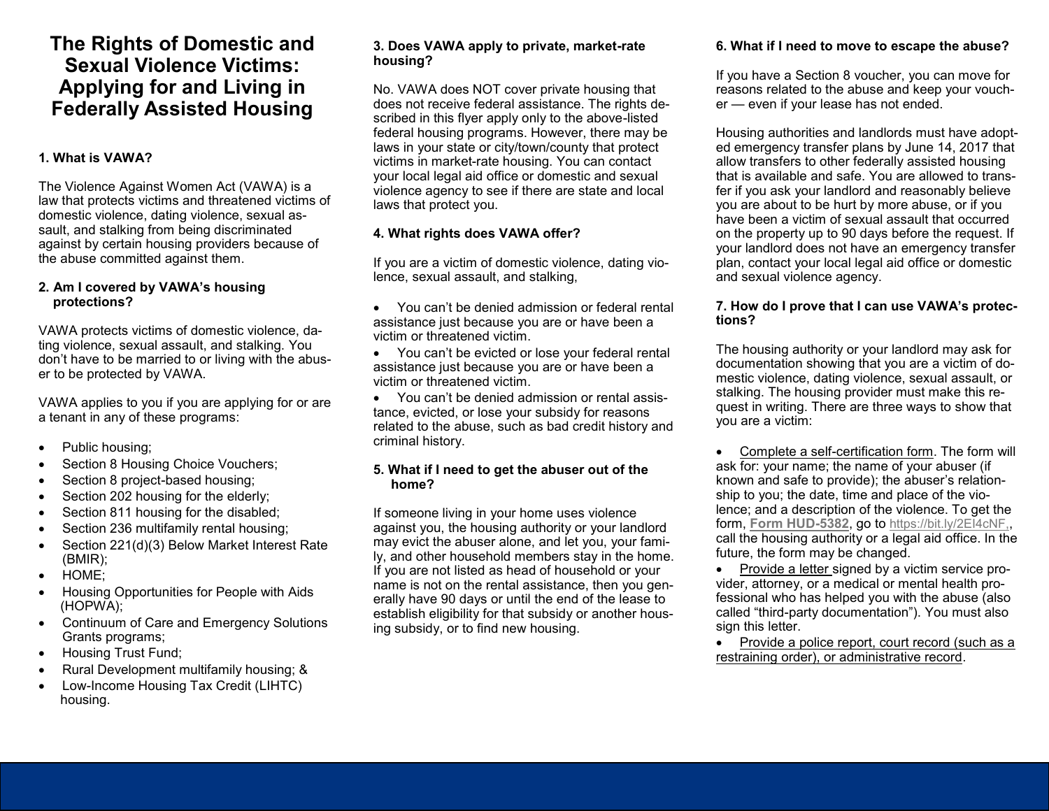# The Rights of Domestic and Sexual Violence Victims: Applying for and Living in Federally Assisted Housing

**1. What is VAWA?**

The Violence Against Women Act (VAWA) is a law that protects victims and threatened victims of domestic violence, dating violence, sexual assault, and stalking from being discriminated against by certain housing providers because of the abuse committed against them.

**2. Am I covered by VAWA's housing protections?**

VAWA protects victims of domestic violence, dating violence, sexual assault, and stalking. You don't have to be married to or living with the abuser to be protected by VAWA.

VAWA applies to you if you are applying for or are a tenant in any of these programs:

- Public housing;
- Section 8 Housing Choice Vouchers;
- Section 8 project-based housing;
- Section 202 housing for the elderly;
- Section 811 housing for the disabled;
- Section 236 multifamily rental housing;
- Section 221(d)(3) Below Market Interest Rate (BMIR);
- HOME;
- Housing Opportunities for People with Aids (HOPWA);
- Continuum of Care and Emergency Solutions Grants programs;
- Housing Trust Fund;
- Rural Development multifamily housing; &
- Low-Income Housing Tax Credit (LIHTC) housing.

**3. Does VAWA apply to private, market-rate housing?**

No. VAWA does NOT cover private housing that does not receive federal assistance. The rights described in this flyer apply only to the above-listed federal housing programs. However, there may be laws in your state or city/town/county that protect victims in market-rate housing. You can contact your local legal aid office or domestic and sexual violence agency to see if there are state and local laws that protect you.

**4. What rights does VAWA offer?**

If you are a victim of domestic violence, dating violence, sexual assault, and stalking,

- You can't be denied admission or federal rental assistance just because you are or have been a victim or threatened victim.
- You can't be evicted or lose your federal rental assistance just because you are or have been a victim or threatened victim.
- You can't be denied admission or rental assistance, evicted, or lose your subsidy for reasons related to the abuse, such as bad credit history and criminal history.

**5. What if I need to get the abuser out of the home?**

If someone living in your home uses violence against you, the housing authority or your landlord may evict the abuser alone, and let you, your family, and other household members stay in the home. If you are not listed as head of household or your name is not on the rental assistance, then you generally have 90 days or until the end of the lease to establish eligibility for that subsidy or another housing subsidy, or to find new housing.

**6. What if I need to move to escape the abuse?**

If you have a Section 8 voucher, you can move for reasons related to the abuse and keep your voucher — even if your lease has not ended.

Housing authorities and landlords must have adopted emergency transfer plans by June 14, 2017 that allow transfers to other federally assisted housing that is available and safe. You are allowed to transfer if you ask your landlord and reasonably believe you are about to be hurt by more abuse, or if you have been a victim of sexual assault that occurred on the property up to 90 days before the request. If your landlord does not have an emergency transfer plan, contact your local legal aid office or domestic and sexual violence agency.

**7. How do I prove that I can use VAWA's protections?**

The housing authority or your landlord may ask for documentation showing that you are a victim of domestic violence, dating violence, sexual assault, or stalking. The housing provider must make this request in writing. There are three ways to show that you are a victim:

- Complete a self-certification form. The form will ask for: your name; the name of your abuser (if known and safe to provide); the abuser's relationship to you; the date, time and place of the violence; and a description of the violence. To get the form, **Form HUD-5382**, go to https://bit.ly/2EI4cNF, call the housing authority or a legal aid office. In the future, the form may be changed.
- Provide a letter signed by a victim service provider, attorney, or a medical or mental health professional who has helped you with the abuse (also called "third-party documentation"). You must also sign this letter.
- Provide a police report, court record (such as a restraining order), or administrative record.